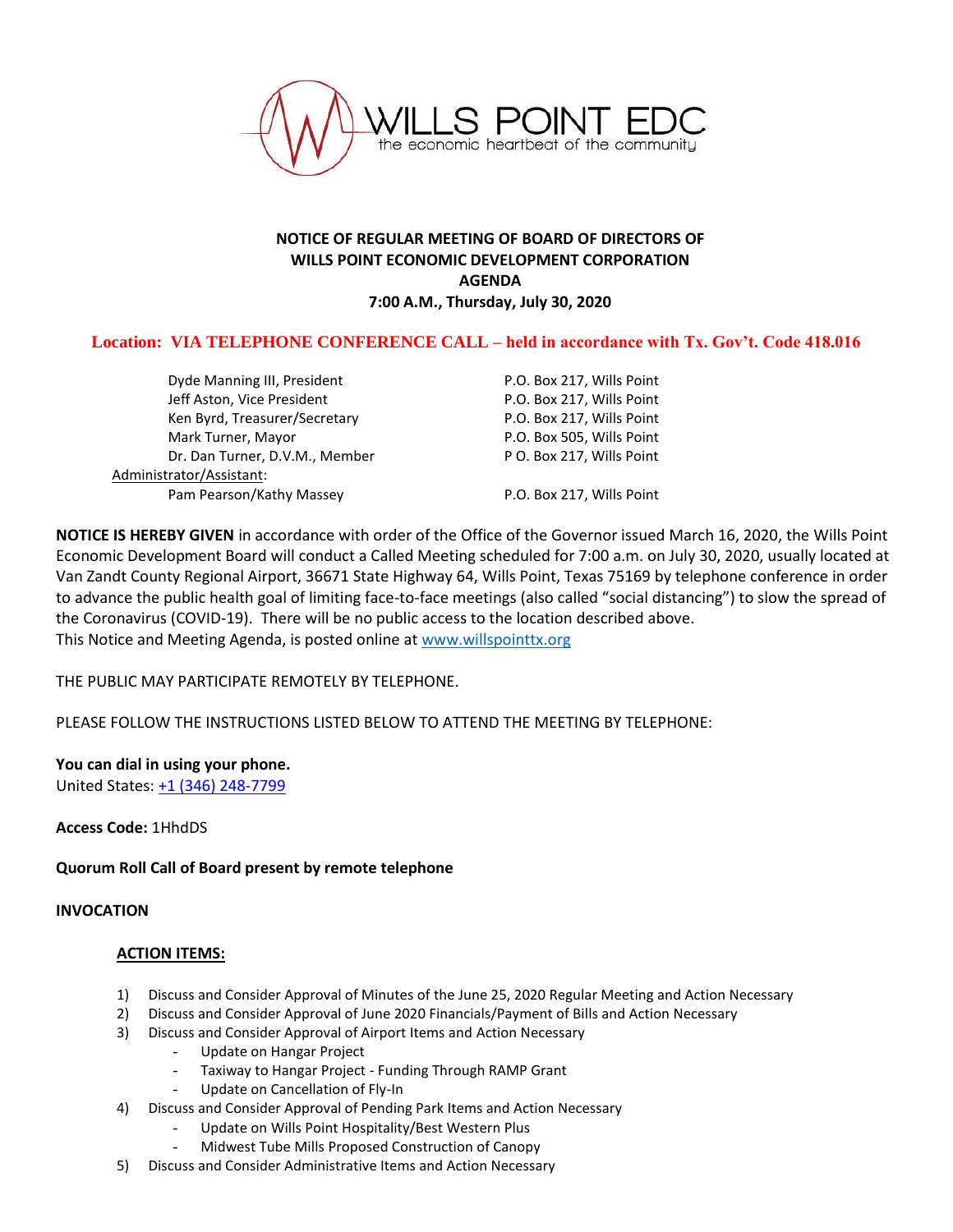WILLS POINT EDC
the economic heartbeat of the community

**NOTICE OF REGULAR MEETING OF BOARD OF DIRECTORS OF WILLS POINT ECONOMIC DEVELOPMENT CORPORATION AGENDA**
**7:00 A.M., Thursday, July 30, 2020**

**Location: VIA TELEPHONE CONFERENCE CALL – held in accordance with Tx. Gov't. Code 418.016**

| | |
|---|---|
| Dyde Manning III, President | P.O. Box 217, Wills Point |
| Jeff Aston, Vice President | P.O. Box 217, Wills Point |
| Ken Byrd, Treasurer/Secretary | P.O. Box 217, Wills Point |
| Mark Turner, Mayor | P.O. Box 505, Wills Point |
| Dr. Dan Turner, D.V.M., Member | P O. Box 217, Wills Point |
| Administrator/Assistant: | |
| Pam Pearson/Kathy Massey | P.O. Box 217, Wills Point |

**NOTICE IS HEREBY GIVEN** in accordance with order of the Office of the Governor issued March 16, 2020, the Wills Point Economic Development Board will conduct a Called Meeting scheduled for 7:00 a.m. on July 30, 2020, usually located at Van Zandt County Regional Airport, 36671 State Highway 64, Wills Point, Texas 75169 by telephone conference in order to advance the public health goal of limiting face-to-face meetings (also called "social distancing") to slow the spread of the Coronavirus (COVID-19). There will be no public access to the location described above.
This Notice and Meeting Agenda, is posted online at www.willspointtx.org

THE PUBLIC MAY PARTICIPATE REMOTELY BY TELEPHONE.

PLEASE FOLLOW THE INSTRUCTIONS LISTED BELOW TO ATTEND THE MEETING BY TELEPHONE:

**You can dial in using your phone.**
United States: +1 (346) 248-7799

**Access Code:** 1HhdDS

**Quorum Roll Call of Board present by remote telephone**

**INVOCATION**

**ACTION ITEMS:**

1) Discuss and Consider Approval of Minutes of the June 25, 2020 Regular Meeting and Action Necessary
2) Discuss and Consider Approval of June 2020 Financials/Payment of Bills and Action Necessary
3) Discuss and Consider Approval of Airport Items and Action Necessary
   - Update on Hangar Project
   - Taxiway to Hangar Project - Funding Through RAMP Grant
   - Update on Cancellation of Fly-In
4) Discuss and Consider Approval of Pending Park Items and Action Necessary
   - Update on Wills Point Hospitality/Best Western Plus
   - Midwest Tube Mills Proposed Construction of Canopy
5) Discuss and Consider Administrative Items and Action Necessary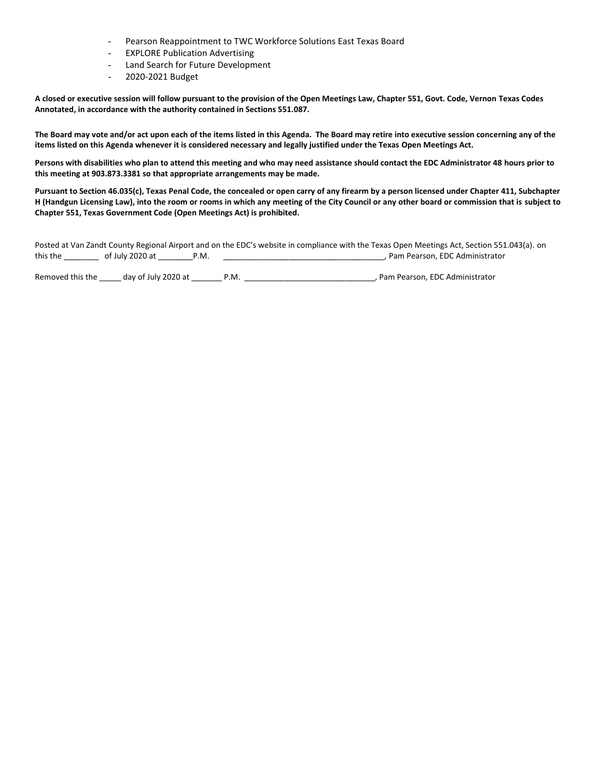- Pearson Reappointment to TWC Workforce Solutions East Texas Board
- EXPLORE Publication Advertising
- Land Search for Future Development
- 2020-2021 Budget

**A closed or executive session will follow pursuant to the provision of the Open Meetings Law, Chapter 551, Govt. Code, Vernon Texas Codes Annotated, in accordance with the authority contained in Sections 551.087.**

**The Board may vote and/or act upon each of the items listed in this Agenda. The Board may retire into executive session concerning any of the items listed on this Agenda whenever it is considered necessary and legally justified under the Texas Open Meetings Act.**

**Persons with disabilities who plan to attend this meeting and who may need assistance should contact the EDC Administrator 48 hours prior to this meeting at 903.873.3381 so that appropriate arrangements may be made.**

**Pursuant to Section 46.035(c), Texas Penal Code, the concealed or open carry of any firearm by a person licensed under Chapter 411, Subchapter H (Handgun Licensing Law), into the room or rooms in which any meeting of the City Council or any other board or commission that is subject to Chapter 551, Texas Government Code (Open Meetings Act) is prohibited.**

Posted at Van Zandt County Regional Airport and on the EDC's website in compliance with the Texas Open Meetings Act, Section 551.043(a). on this the ________ of July 2020 at ________P.M. ____________________________________, Pam Pearson, EDC Administrator

Removed this the _____ day of July 2020 at _______ P.M. ______________________________, Pam Pearson, EDC Administrator